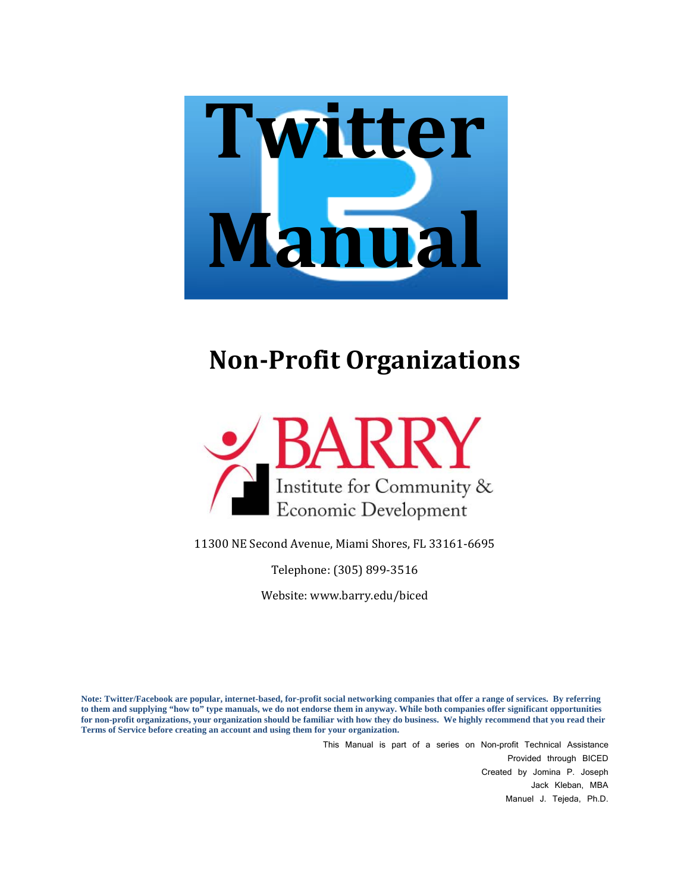# Twitter Manual

## Non-Profit Organizations

BARRY
Institute for Community & Economic Development

11300 NE Second Avenue, Miami Shores, FL 33161-6695

Telephone: (305) 899-3516

Website: www.barry.edu/biced

**Note: Twitter/Facebook are popular, internet-based, for-profit social networking companies that offer a range of services. By referring to them and supplying "how to" type manuals, we do not endorse them in anyway. While both companies offer significant opportunities for non-profit organizations, your organization should be familiar with how they do business. We highly recommend that you read their Terms of Service before creating an account and using them for your organization.**

This Manual is part of a series on Non-profit Technical Assistance
Provided through BICED
Created by Jomina P. Joseph
Jack Kleban, MBA
Manuel J. Tejeda, Ph.D.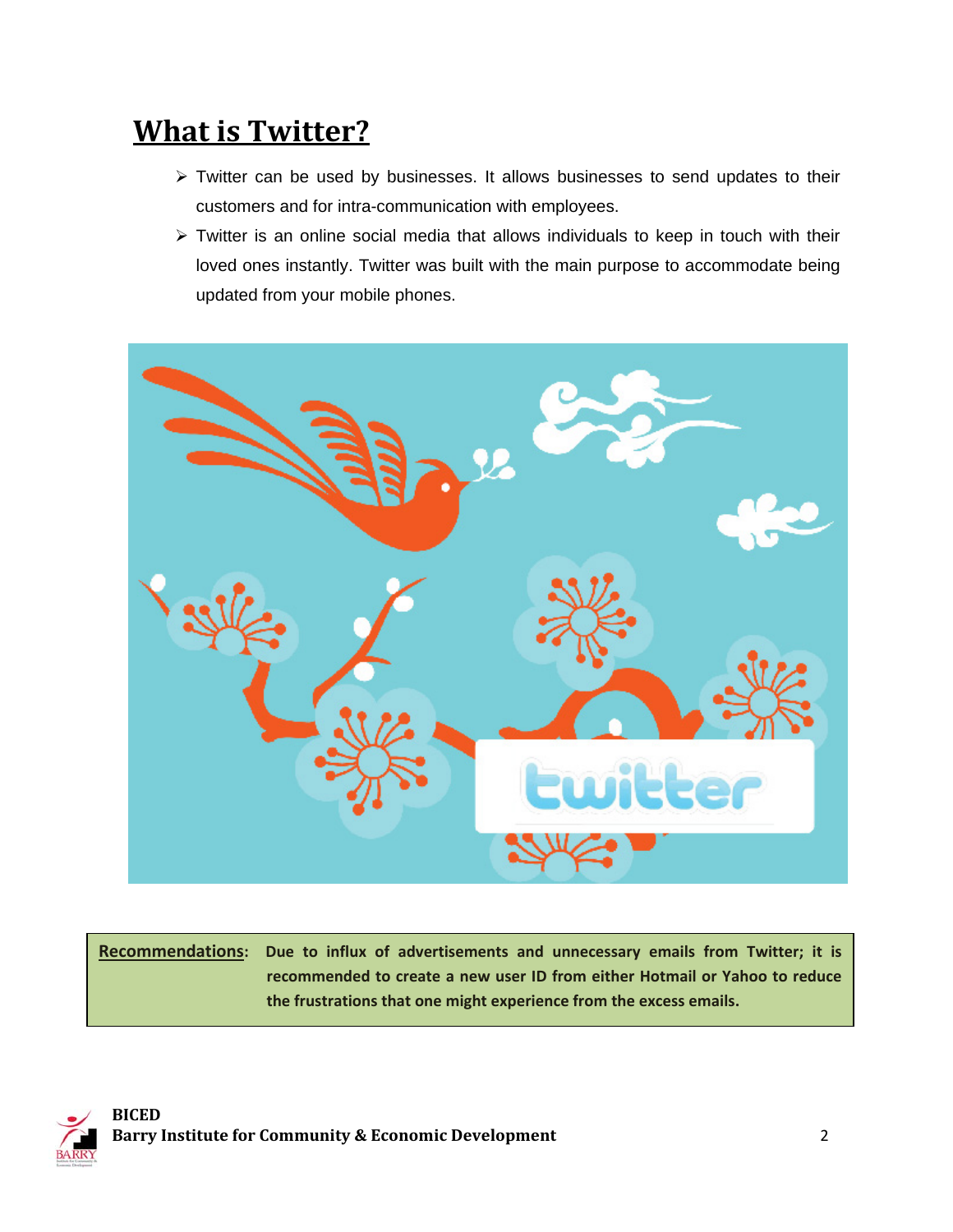# What is Twitter?

- Twitter can be used by businesses. It allows businesses to send updates to their customers and for intra-communication with employees.
- Twitter is an online social media that allows individuals to keep in touch with their loved ones instantly. Twitter was built with the main purpose to accommodate being updated from your mobile phones.

**Recommendations:** **Due to influx of advertisements and unnecessary emails from Twitter; it is recommended to create a new user ID from either Hotmail or Yahoo to reduce the frustrations that one might experience from the excess emails.**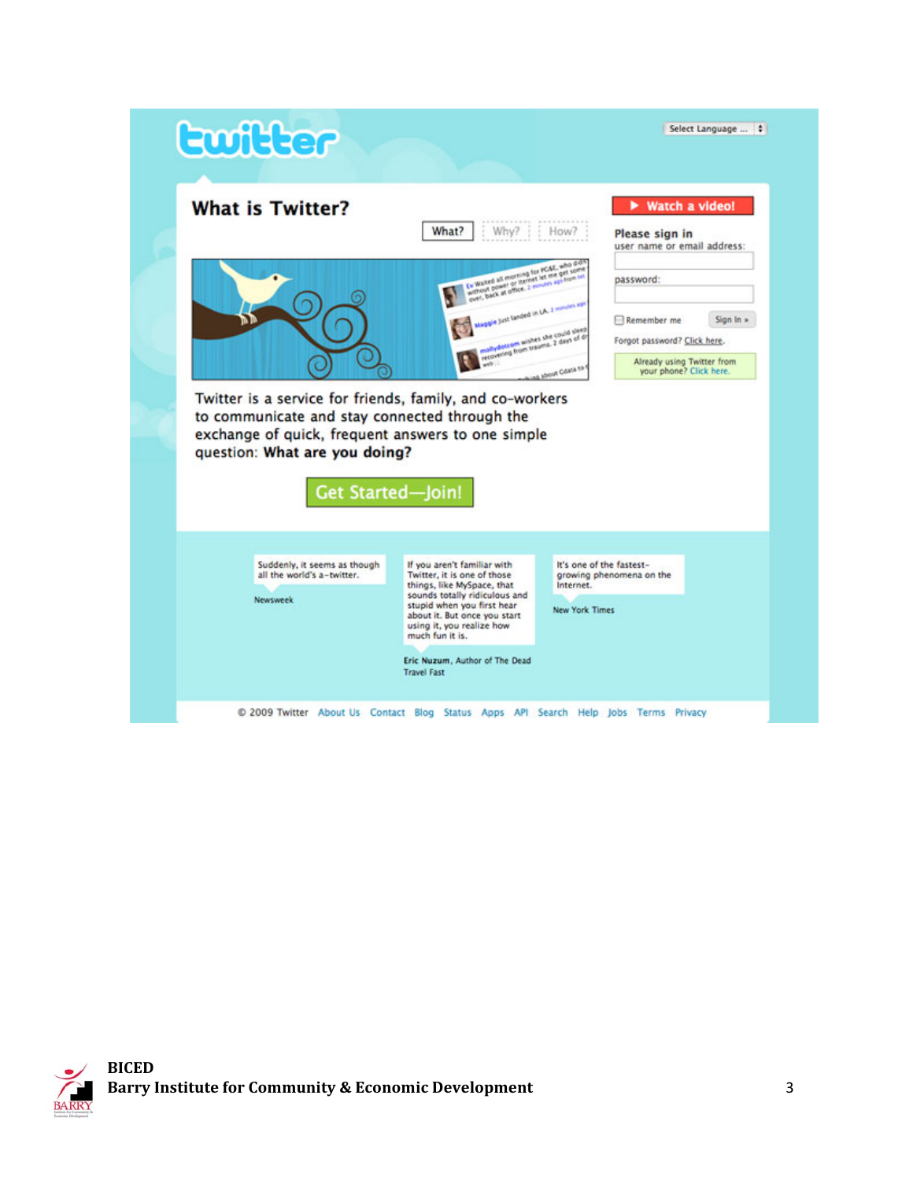# What is Twitter?

What? Why? How?

Watch a video!

**Please sign in**

user name or email address:

password:

Remember me Sign In »

Forgot password? Click here.

Already using Twitter from your phone? Click here.

Twitter is a service for friends, family, and co-workers to communicate and stay connected through the exchange of quick, frequent answers to one simple question: **What are you doing?**

Get Started—Join!

> Suddenly, it seems as though all the world's a-twitter.
>
> Newsweek

> If you aren't familiar with Twitter, it is one of those things, like MySpace, that sounds totally ridiculous and stupid when you first hear about it. But once you start using it, you realize how much fun it is.
>
> **Eric Nuzum**, Author of The Dead Travel Fast

> It's one of the fastest-growing phenomena on the Internet.
>
> New York Times

© 2009 Twitter About Us Contact Blog Status Apps API Search Help Jobs Terms Privacy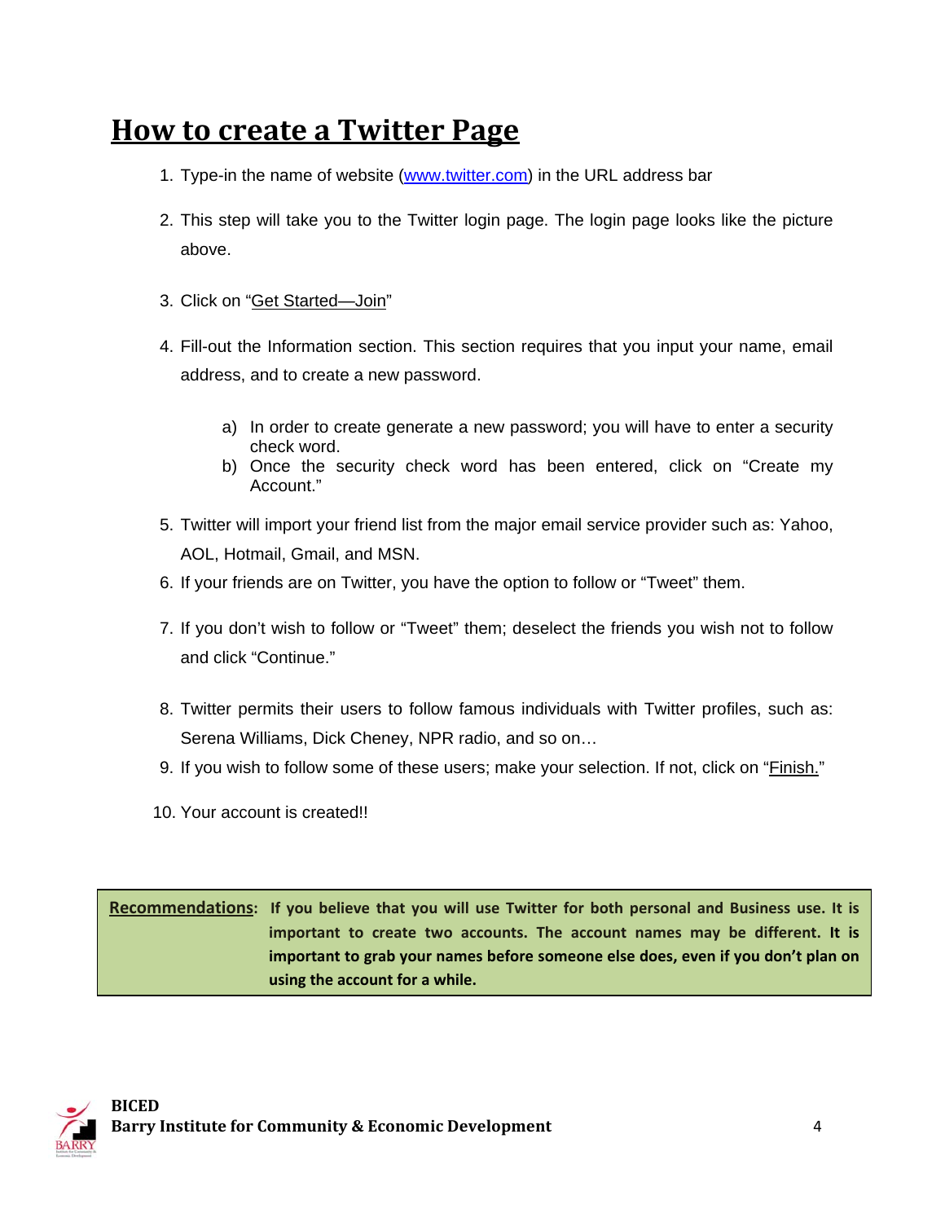# How to create a Twitter Page

1. Type-in the name of website (www.twitter.com) in the URL address bar

2. This step will take you to the Twitter login page. The login page looks like the picture above.

3. Click on "Get Started—Join"

4. Fill-out the Information section. This section requires that you input your name, email address, and to create a new password.

   a) In order to create generate a new password; you will have to enter a security check word.
   b) Once the security check word has been entered, click on "Create my Account."

5. Twitter will import your friend list from the major email service provider such as: Yahoo, AOL, Hotmail, Gmail, and MSN.
6. If your friends are on Twitter, you have the option to follow or "Tweet" them.

7. If you don't wish to follow or "Tweet" them; deselect the friends you wish not to follow and click "Continue."

8. Twitter permits their users to follow famous individuals with Twitter profiles, such as: Serena Williams, Dick Cheney, NPR radio, and so on…
9. If you wish to follow some of these users; make your selection. If not, click on "Finish."

10. Your account is created!!

**Recommendations:** **If you believe that you will use Twitter for both personal and Business use. It is important to create two accounts. The account names may be different. It is important to grab your names before someone else does, even if you don't plan on using the account for a while.**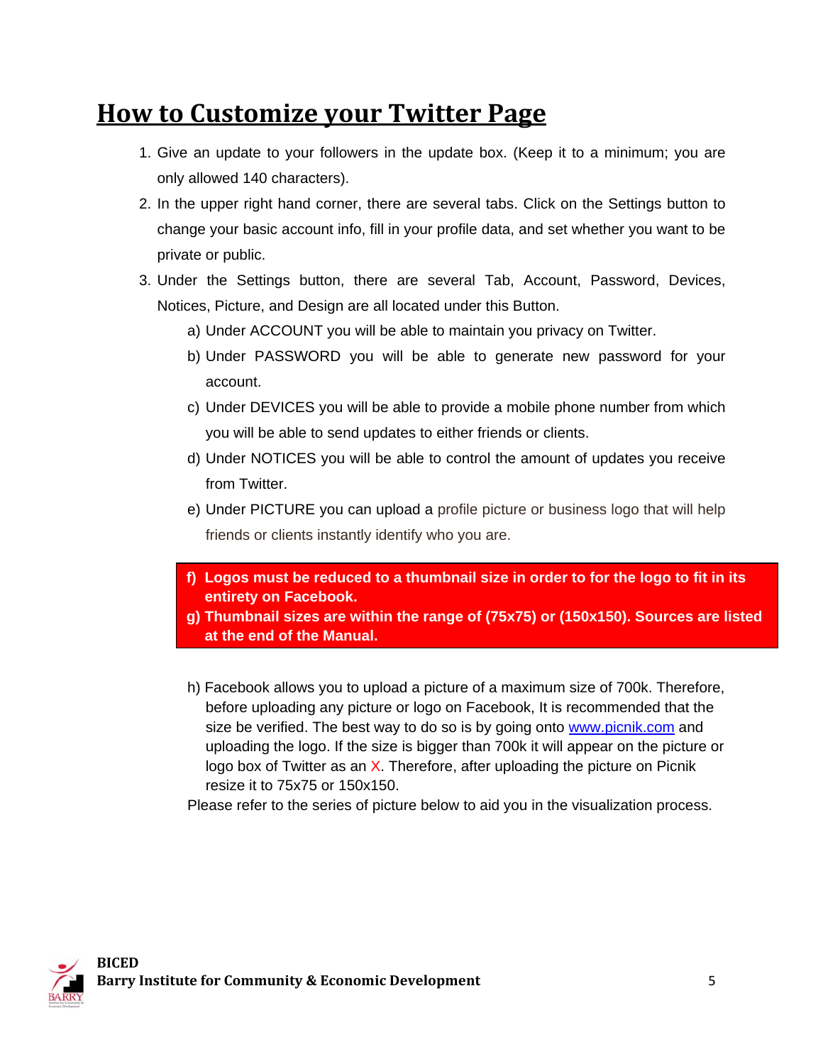# How to Customize your Twitter Page

1. Give an update to your followers in the update box. (Keep it to a minimum; you are only allowed 140 characters).
2. In the upper right hand corner, there are several tabs. Click on the Settings button to change your basic account info, fill in your profile data, and set whether you want to be private or public.
3. Under the Settings button, there are several Tab, Account, Password, Devices, Notices, Picture, and Design are all located under this Button.
   a) Under ACCOUNT you will be able to maintain you privacy on Twitter.
   b) Under PASSWORD you will be able to generate new password for your account.
   c) Under DEVICES you will be able to provide a mobile phone number from which you will be able to send updates to either friends or clients.
   d) Under NOTICES you will be able to control the amount of updates you receive from Twitter.
   e) Under PICTURE you can upload a profile picture or business logo that will help friends or clients instantly identify who you are.

   **f) Logos must be reduced to a thumbnail size in order to for the logo to fit in its entirety on Facebook.**
   **g) Thumbnail sizes are within the range of (75x75) or (150x150). Sources are listed at the end of the Manual.**

   h) Facebook allows you to upload a picture of a maximum size of 700k. Therefore, before uploading any picture or logo on Facebook, It is recommended that the size be verified. The best way to do so is by going onto www.picnik.com and uploading the logo. If the size is bigger than 700k it will appear on the picture or logo box of Twitter as an X. Therefore, after uploading the picture on Picnik resize it to 75x75 or 150x150.

   Please refer to the series of picture below to aid you in the visualization process.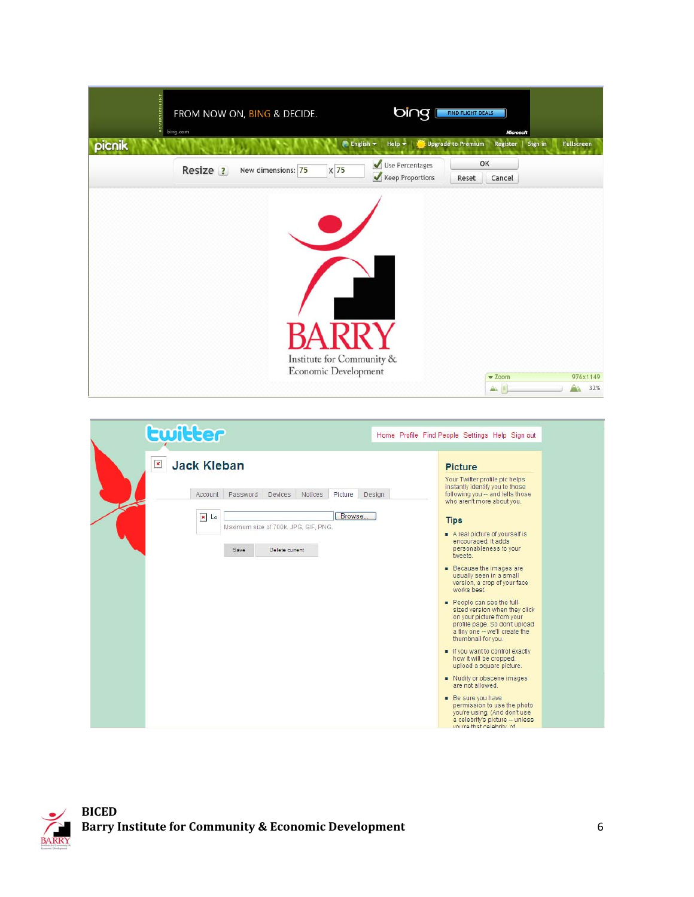FROM NOW ON, BING & DECIDE. bing FIND FLIGHT DEALS

picnik English Help Upgrade to Premium Register Sign in Fullscreen

Resize ? New dimensions: 75 x 75 ✓ Use Percentages ✓ Keep Proportions OK Reset Cancel

BARRY
Institute for Community &
Economic Development

Zoom 976x1149 32%

twitter Home Profile Find People Settings Help Sign out

Jack Kleban

Account Password Devices Notices Picture Design

Browse...

Maximum size of 700k. JPG, GIF, PNG.

Save Delete current

**Picture**

Your Twitter profile pic helps instantly identify you to those following you -- and tells those who aren't more about you.

**Tips**

- A real picture of yourself is encouraged. It adds personableness to your tweets.
- Because the images are usually seen in a small version, a crop of your face works best.
- People can see the full-sized version when they click on your picture from your profile page. So don't upload a tiny one -- we'll create the thumbnail for you.
- If you want to control exactly how it will be cropped, upload a square picture.
- Nudity or obscene images are not allowed.
- Be sure you have permission to use the photo you're using. (And don't use a celebrity's picture -- unless you're that celebrity, of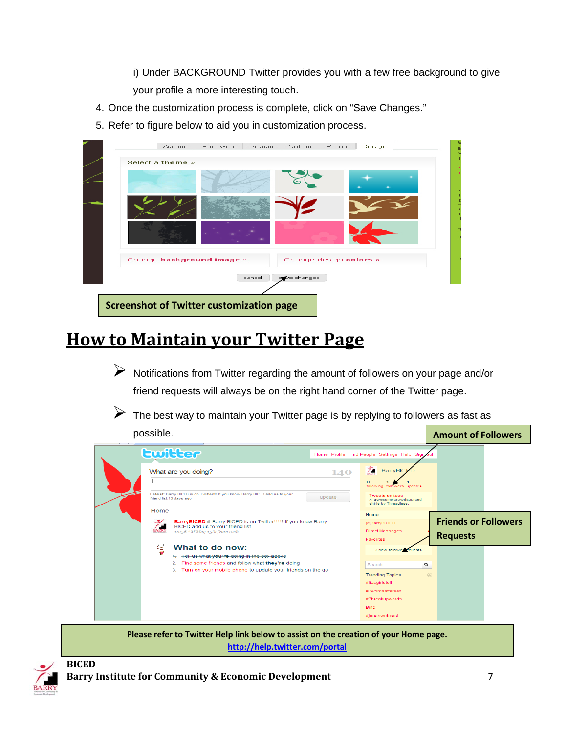i) Under BACKGROUND Twitter provides you with a few free background to give your profile a more interesting touch.

4. Once the customization process is complete, click on "Save Changes."
5. Refer to figure below to aid you in customization process.

**Screenshot of Twitter customization page**

# How to Maintain your Twitter Page

- Notifications from Twitter regarding the amount of followers on your page and/or friend requests will always be on the right hand corner of the Twitter page.
- The best way to maintain your Twitter page is by replying to followers as fast as possible.

**Amount of Followers**

**Friends or Followers Requests**

**Please refer to Twitter Help link below to assist on the creation of your Home page.**
**http://help.twitter.com/portal**

**BICED**
**Barry Institute for Community & Economic Development**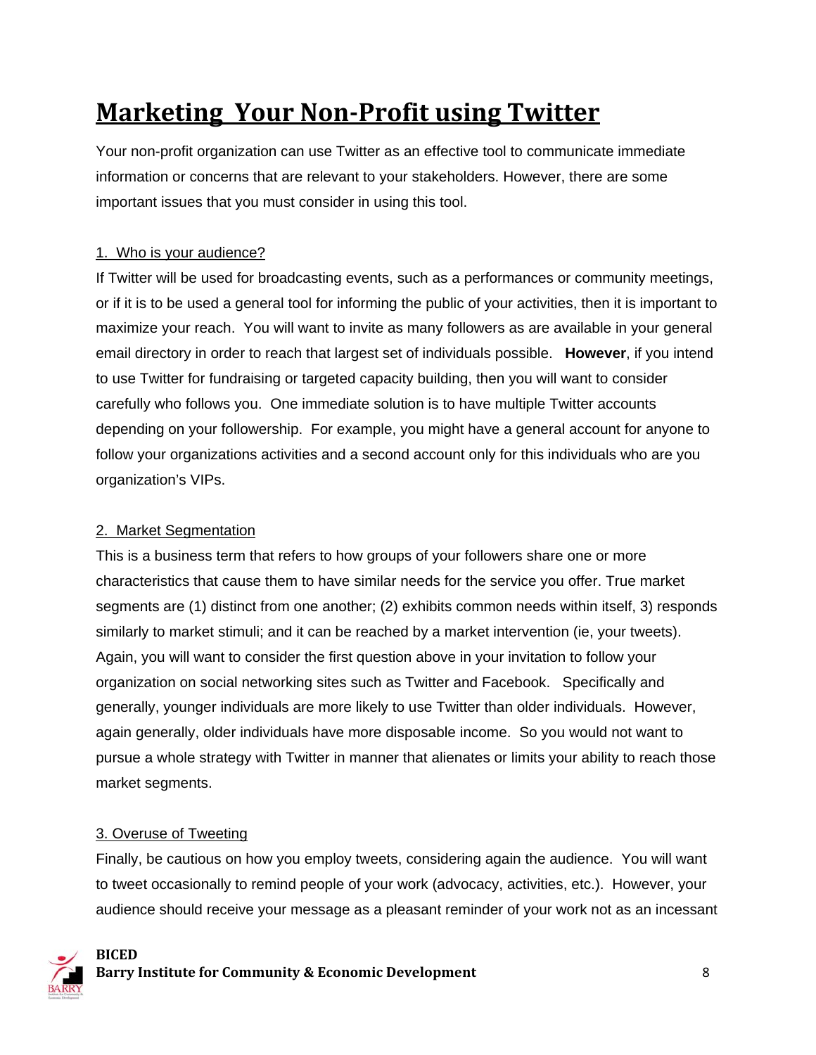# Marketing Your Non-Profit using Twitter

Your non-profit organization can use Twitter as an effective tool to communicate immediate information or concerns that are relevant to your stakeholders. However, there are some important issues that you must consider in using this tool.

## 1. Who is your audience?

If Twitter will be used for broadcasting events, such as a performances or community meetings, or if it is to be used a general tool for informing the public of your activities, then it is important to maximize your reach. You will want to invite as many followers as are available in your general email directory in order to reach that largest set of individuals possible. **However**, if you intend to use Twitter for fundraising or targeted capacity building, then you will want to consider carefully who follows you. One immediate solution is to have multiple Twitter accounts depending on your followership. For example, you might have a general account for anyone to follow your organizations activities and a second account only for this individuals who are you organization's VIPs.

## 2. Market Segmentation

This is a business term that refers to how groups of your followers share one or more characteristics that cause them to have similar needs for the service you offer. True market segments are (1) distinct from one another; (2) exhibits common needs within itself, 3) responds similarly to market stimuli; and it can be reached by a market intervention (ie, your tweets). Again, you will want to consider the first question above in your invitation to follow your organization on social networking sites such as Twitter and Facebook. Specifically and generally, younger individuals are more likely to use Twitter than older individuals. However, again generally, older individuals have more disposable income. So you would not want to pursue a whole strategy with Twitter in manner that alienates or limits your ability to reach those market segments.

## 3. Overuse of Tweeting

Finally, be cautious on how you employ tweets, considering again the audience. You will want to tweet occasionally to remind people of your work (advocacy, activities, etc.). However, your audience should receive your message as a pleasant reminder of your work not as an incessant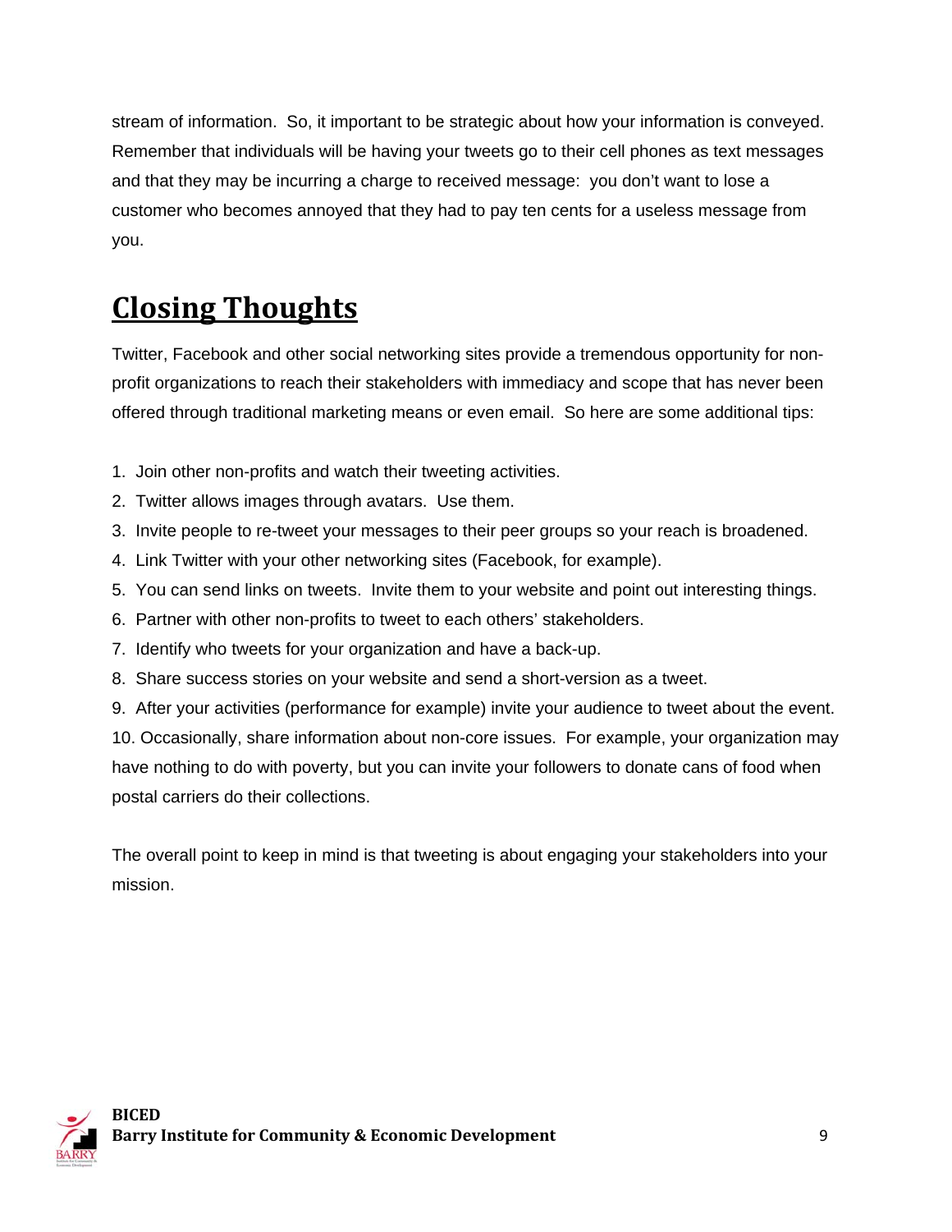stream of information. So, it important to be strategic about how your information is conveyed. Remember that individuals will be having your tweets go to their cell phones as text messages and that they may be incurring a charge to received message: you don't want to lose a customer who becomes annoyed that they had to pay ten cents for a useless message from you.

## Closing Thoughts

Twitter, Facebook and other social networking sites provide a tremendous opportunity for non-profit organizations to reach their stakeholders with immediacy and scope that has never been offered through traditional marketing means or even email. So here are some additional tips:

1. Join other non-profits and watch their tweeting activities.
2. Twitter allows images through avatars. Use them.
3. Invite people to re-tweet your messages to their peer groups so your reach is broadened.
4. Link Twitter with your other networking sites (Facebook, for example).
5. You can send links on tweets. Invite them to your website and point out interesting things.
6. Partner with other non-profits to tweet to each others' stakeholders.
7. Identify who tweets for your organization and have a back-up.
8. Share success stories on your website and send a short-version as a tweet.
9. After your activities (performance for example) invite your audience to tweet about the event.
10. Occasionally, share information about non-core issues. For example, your organization may have nothing to do with poverty, but you can invite your followers to donate cans of food when postal carriers do their collections.

The overall point to keep in mind is that tweeting is about engaging your stakeholders into your mission.